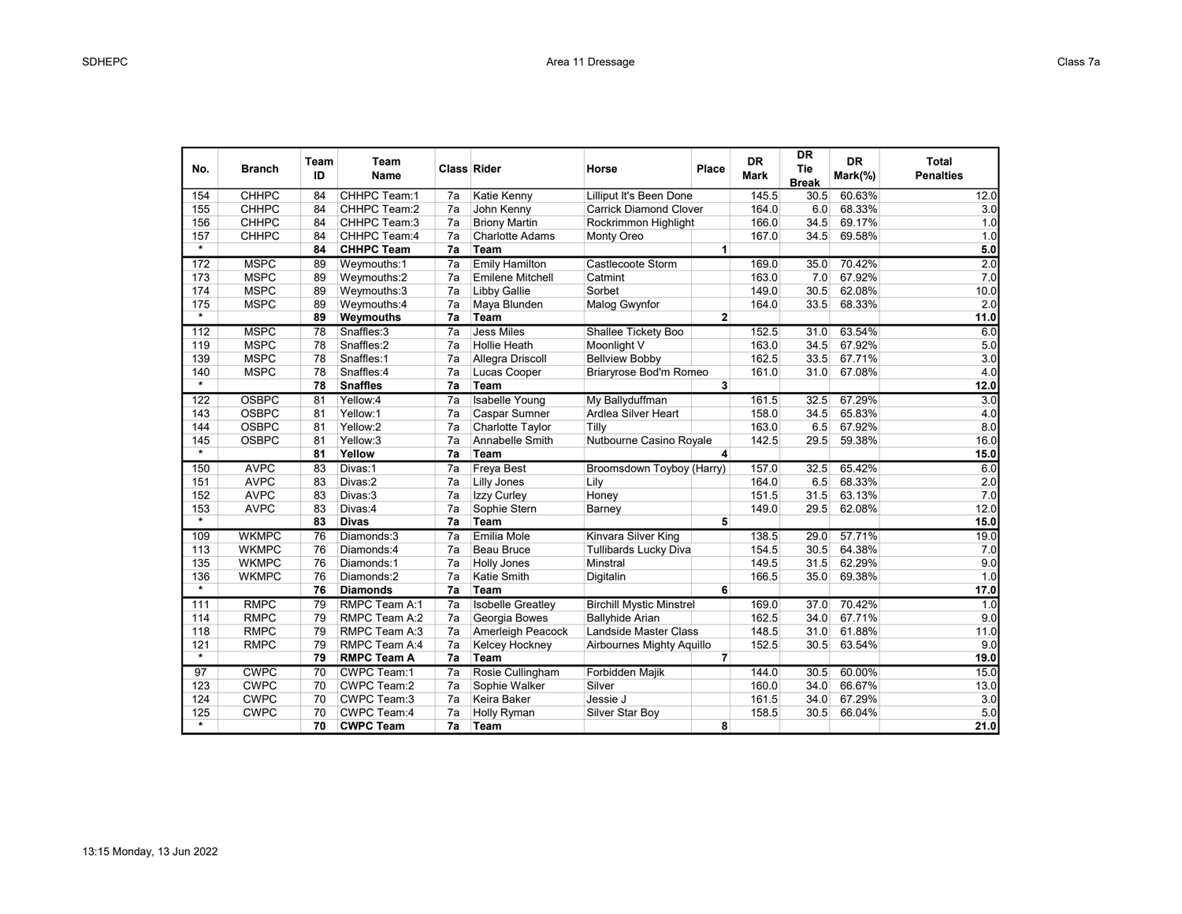| No. | Branch | Team ID | Team Name | Class | Rider | Horse | Place | DR Mark | DR Tie Break | DR Mark(%) | Total Penalties |
|---|---|---|---|---|---|---|---|---|---|---|---|
| 154 | CHHPC | 84 | CHHPC Team:1 | 7a | Katie Kenny | Lilliput It's Been Done | | 145.5 | 30.5 | 60.63% | 12.0 |
| 155 | CHHPC | 84 | CHHPC Team:2 | 7a | John Kenny | Carrick Diamond Clover | | 164.0 | 6.0 | 68.33% | 3.0 |
| 156 | CHHPC | 84 | CHHPC Team:3 | 7a | Briony Martin | Rockrimmon Highlight | | 166.0 | 34.5 | 69.17% | 1.0 |
| 157 | CHHPC | 84 | CHHPC Team:4 | 7a | Charlotte Adams | Monty Oreo | | 167.0 | 34.5 | 69.58% | 1.0 |
| * | | **84** | **CHHPC Team** | **7a** | **Team** | | **1** | | | | **5.0** |
| 172 | MSPC | 89 | Weymouths:1 | 7a | Emily Hamilton | Castlecoote Storm | | 169.0 | 35.0 | 70.42% | 2.0 |
| 173 | MSPC | 89 | Weymouths:2 | 7a | Emilene Mitchell | Catmint | | 163.0 | 7.0 | 67.92% | 7.0 |
| 174 | MSPC | 89 | Weymouths:3 | 7a | Libby Gallie | Sorbet | | 149.0 | 30.5 | 62.08% | 10.0 |
| 175 | MSPC | 89 | Weymouths:4 | 7a | Maya Blunden | Malog Gwynfor | | 164.0 | 33.5 | 68.33% | 2.0 |
| * | | **89** | **Weymouths** | **7a** | **Team** | | **2** | | | | **11.0** |
| 112 | MSPC | 78 | Snaffles:3 | 7a | Jess Miles | Shallee Tickety Boo | | 152.5 | 31.0 | 63.54% | 6.0 |
| 119 | MSPC | 78 | Snaffles:2 | 7a | Hollie Heath | Moonlight V | | 163.0 | 34.5 | 67.92% | 5.0 |
| 139 | MSPC | 78 | Snaffles:1 | 7a | Allegra Driscoll | Bellview Bobby | | 162.5 | 33.5 | 67.71% | 3.0 |
| 140 | MSPC | 78 | Snaffles:4 | 7a | Lucas Cooper | Briaryrose Bod'm Romeo | | 161.0 | 31.0 | 67.08% | 4.0 |
| * | | **78** | **Snaffles** | **7a** | **Team** | | **3** | | | | **12.0** |
| 122 | OSBPC | 81 | Yellow:4 | 7a | Isabelle Young | My Ballyduffman | | 161.5 | 32.5 | 67.29% | 3.0 |
| 143 | OSBPC | 81 | Yellow:1 | 7a | Caspar Sumner | Ardlea Silver Heart | | 158.0 | 34.5 | 65.83% | 4.0 |
| 144 | OSBPC | 81 | Yellow:2 | 7a | Charlotte Taylor | Tilly | | 163.0 | 6.5 | 67.92% | 8.0 |
| 145 | OSBPC | 81 | Yellow:3 | 7a | Annabelle Smith | Nutbourne Casino Royale | | 142.5 | 29.5 | 59.38% | 16.0 |
| * | | **81** | **Yellow** | **7a** | **Team** | | **4** | | | | **15.0** |
| 150 | AVPC | 83 | Divas:1 | 7a | Freya Best | Broomsdown Toyboy (Harry) | | 157.0 | 32.5 | 65.42% | 6.0 |
| 151 | AVPC | 83 | Divas:2 | 7a | Lilly Jones | Lily | | 164.0 | 6.5 | 68.33% | 2.0 |
| 152 | AVPC | 83 | Divas:3 | 7a | Izzy Curley | Honey | | 151.5 | 31.5 | 63.13% | 7.0 |
| 153 | AVPC | 83 | Divas:4 | 7a | Sophie Stern | Barney | | 149.0 | 29.5 | 62.08% | 12.0 |
| * | | **83** | **Divas** | **7a** | **Team** | | **5** | | | | **15.0** |
| 109 | WKMPC | 76 | Diamonds:3 | 7a | Emilia Mole | Kinvara Silver King | | 138.5 | 29.0 | 57.71% | 19.0 |
| 113 | WKMPC | 76 | Diamonds:4 | 7a | Beau Bruce | Tullibards Lucky Diva | | 154.5 | 30.5 | 64.38% | 7.0 |
| 135 | WKMPC | 76 | Diamonds:1 | 7a | Holly Jones | Minstral | | 149.5 | 31.5 | 62.29% | 9.0 |
| 136 | WKMPC | 76 | Diamonds:2 | 7a | Katie Smith | Digitalin | | 166.5 | 35.0 | 69.38% | 1.0 |
| * | | **76** | **Diamonds** | **7a** | **Team** | | **6** | | | | **17.0** |
| 111 | RMPC | 79 | RMPC Team A:1 | 7a | Isobelle Greatley | Birchill Mystic Minstrel | | 169.0 | 37.0 | 70.42% | 1.0 |
| 114 | RMPC | 79 | RMPC Team A:2 | 7a | Georgia Bowes | Ballyhide Arian | | 162.5 | 34.0 | 67.71% | 9.0 |
| 118 | RMPC | 79 | RMPC Team A:3 | 7a | Amerleigh Peacock | Landside Master Class | | 148.5 | 31.0 | 61.88% | 11.0 |
| 121 | RMPC | 79 | RMPC Team A:4 | 7a | Kelcey Hockney | Airbournes Mighty Aquillo | | 152.5 | 30.5 | 63.54% | 9.0 |
| * | | **79** | **RMPC Team A** | **7a** | **Team** | | **7** | | | | **19.0** |
| 97 | CWPC | 70 | CWPC Team:1 | 7a | Rosie Cullingham | Forbidden Majik | | 144.0 | 30.5 | 60.00% | 15.0 |
| 123 | CWPC | 70 | CWPC Team:2 | 7a | Sophie Walker | Silver | | 160.0 | 34.0 | 66.67% | 13.0 |
| 124 | CWPC | 70 | CWPC Team:3 | 7a | Keira Baker | Jessie J | | 161.5 | 34.0 | 67.29% | 3.0 |
| 125 | CWPC | 70 | CWPC Team:4 | 7a | Holly Ryman | Silver Star Boy | | 158.5 | 30.5 | 66.04% | 5.0 |
| * | | **70** | **CWPC Team** | **7a** | **Team** | | **8** | | | | **21.0** |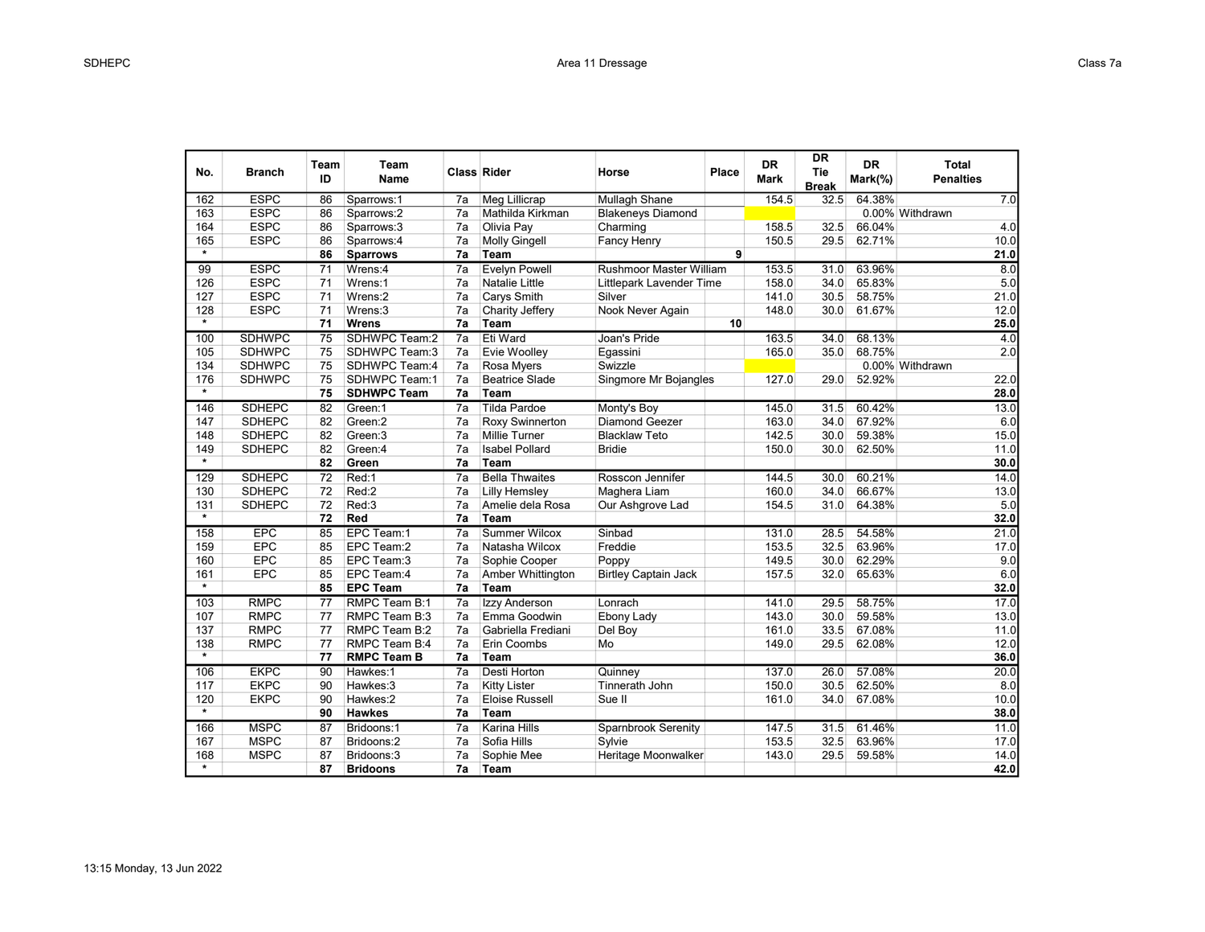| No. | Branch | Team ID | Team Name | Class | Rider | Horse | Place | DR Mark | DR Tie Break | DR Mark(%) | Total Penalties |
|---|---|---|---|---|---|---|---|---|---|---|---|
| 162 | ESPC | 86 | Sparrows:1 | 7a | Meg Lillicrap | Mullagh Shane | | 154.5 | 32.5 | 64.38% | 7.0 |
| 163 | ESPC | 86 | Sparrows:2 | 7a | Mathilda Kirkman | Blakeneys Diamond | | | | 0.00% | Withdrawn |
| 164 | ESPC | 86 | Sparrows:3 | 7a | Olivia Pay | Charming | | 158.5 | 32.5 | 66.04% | 4.0 |
| 165 | ESPC | 86 | Sparrows:4 | 7a | Molly Gingell | Fancy Henry | | 150.5 | 29.5 | 62.71% | 10.0 |
| * | | **86** | **Sparrows** | **7a** | **Team** | | **9** | | | | **21.0** |
| 99 | ESPC | 71 | Wrens:4 | 7a | Evelyn Powell | Rushmoor Master William | | 153.5 | 31.0 | 63.96% | 8.0 |
| 126 | ESPC | 71 | Wrens:1 | 7a | Natalie Little | Littlepark Lavender Time | | 158.0 | 34.0 | 65.83% | 5.0 |
| 127 | ESPC | 71 | Wrens:2 | 7a | Carys Smith | Silver | | 141.0 | 30.5 | 58.75% | 21.0 |
| 128 | ESPC | 71 | Wrens:3 | 7a | Charity Jeffery | Nook Never Again | | 148.0 | 30.0 | 61.67% | 12.0 |
| * | | **71** | **Wrens** | **7a** | **Team** | | **10** | | | | **25.0** |
| 100 | SDHWPC | 75 | SDHWPC Team:2 | 7a | Eti Ward | Joan's Pride | | 163.5 | 34.0 | 68.13% | 4.0 |
| 105 | SDHWPC | 75 | SDHWPC Team:3 | 7a | Evie Woolley | Egassini | | 165.0 | 35.0 | 68.75% | 2.0 |
| 134 | SDHWPC | 75 | SDHWPC Team:4 | 7a | Rosa Myers | Swizzle | | | | 0.00% | Withdrawn |
| 176 | SDHWPC | 75 | SDHWPC Team:1 | 7a | Beatrice Slade | Singmore Mr Bojangles | | 127.0 | 29.0 | 52.92% | 22.0 |
| * | | **75** | **SDHWPC Team** | **7a** | **Team** | | | | | | **28.0** |
| 146 | SDHEPC | 82 | Green:1 | 7a | Tilda Pardoe | Monty's Boy | | 145.0 | 31.5 | 60.42% | 13.0 |
| 147 | SDHEPC | 82 | Green:2 | 7a | Roxy Swinnerton | Diamond Geezer | | 163.0 | 34.0 | 67.92% | 6.0 |
| 148 | SDHEPC | 82 | Green:3 | 7a | Millie Turner | Blacklaw Teto | | 142.5 | 30.0 | 59.38% | 15.0 |
| 149 | SDHEPC | 82 | Green:4 | 7a | Isabel Pollard | Bridie | | 150.0 | 30.0 | 62.50% | 11.0 |
| * | | **82** | **Green** | **7a** | **Team** | | | | | | **30.0** |
| 129 | SDHEPC | 72 | Red:1 | 7a | Bella Thwaites | Rosscon Jennifer | | 144.5 | 30.0 | 60.21% | 14.0 |
| 130 | SDHEPC | 72 | Red:2 | 7a | Lilly Hemsley | Maghera Liam | | 160.0 | 34.0 | 66.67% | 13.0 |
| 131 | SDHEPC | 72 | Red:3 | 7a | Amelie dela Rosa | Our Ashgrove Lad | | 154.5 | 31.0 | 64.38% | 5.0 |
| * | | **72** | **Red** | **7a** | **Team** | | | | | | **32.0** |
| 158 | EPC | 85 | EPC Team:1 | 7a | Summer Wilcox | Sinbad | | 131.0 | 28.5 | 54.58% | 21.0 |
| 159 | EPC | 85 | EPC Team:2 | 7a | Natasha Wilcox | Freddie | | 153.5 | 32.5 | 63.96% | 17.0 |
| 160 | EPC | 85 | EPC Team:3 | 7a | Sophie Cooper | Poppy | | 149.5 | 30.0 | 62.29% | 9.0 |
| 161 | EPC | 85 | EPC Team:4 | 7a | Amber Whittington | Birtley Captain Jack | | 157.5 | 32.0 | 65.63% | 6.0 |
| * | | **85** | **EPC Team** | **7a** | **Team** | | | | | | **32.0** |
| 103 | RMPC | 77 | RMPC Team B:1 | 7a | Izzy Anderson | Lonrach | | 141.0 | 29.5 | 58.75% | 17.0 |
| 107 | RMPC | 77 | RMPC Team B:3 | 7a | Emma Goodwin | Ebony Lady | | 143.0 | 30.0 | 59.58% | 13.0 |
| 137 | RMPC | 77 | RMPC Team B:2 | 7a | Gabriella Frediani | Del Boy | | 161.0 | 33.5 | 67.08% | 11.0 |
| 138 | RMPC | 77 | RMPC Team B:4 | 7a | Erin Coombs | Mo | | 149.0 | 29.5 | 62.08% | 12.0 |
| * | | **77** | **RMPC Team B** | **7a** | **Team** | | | | | | **36.0** |
| 106 | EKPC | 90 | Hawkes:1 | 7a | Desti Horton | Quinney | | 137.0 | 26.0 | 57.08% | 20.0 |
| 117 | EKPC | 90 | Hawkes:3 | 7a | Kitty Lister | Tinnerath John | | 150.0 | 30.5 | 62.50% | 8.0 |
| 120 | EKPC | 90 | Hawkes:2 | 7a | Eloise Russell | Sue II | | 161.0 | 34.0 | 67.08% | 10.0 |
| * | | **90** | **Hawkes** | **7a** | **Team** | | | | | | **38.0** |
| 166 | MSPC | 87 | Bridoons:1 | 7a | Karina Hills | Sparnbrook Serenity | | 147.5 | 31.5 | 61.46% | 11.0 |
| 167 | MSPC | 87 | Bridoons:2 | 7a | Sofia Hills | Sylvie | | 153.5 | 32.5 | 63.96% | 17.0 |
| 168 | MSPC | 87 | Bridoons:3 | 7a | Sophie Mee | Heritage Moonwalker | | 143.0 | 29.5 | 59.58% | 14.0 |
| * | | **87** | **Bridoons** | **7a** | **Team** | | | | | | **42.0** |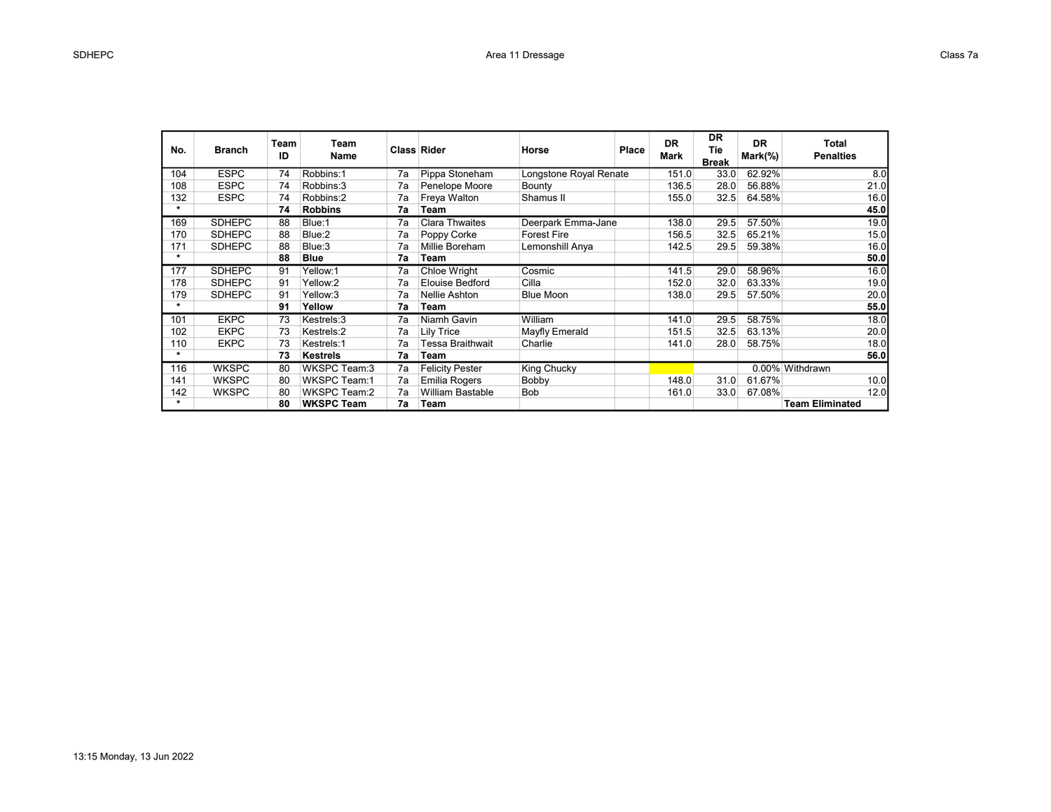| No. | Branch | Team ID | Team Name | Class | Rider | Horse | Place | DR Mark | DR Tie Break | DR Mark(%) | Total Penalties |
|---|---|---|---|---|---|---|---|---|---|---|---|
| 104 | ESPC | 74 | Robbins:1 | 7a | Pippa Stoneham | Longstone Royal Renate | | 151.0 | 33.0 | 62.92% | 8.0 |
| 108 | ESPC | 74 | Robbins:3 | 7a | Penelope Moore | Bounty | | 136.5 | 28.0 | 56.88% | 21.0 |
| 132 | ESPC | 74 | Robbins:2 | 7a | Freya Walton | Shamus II | | 155.0 | 32.5 | 64.58% | 16.0 |
| * | | **74** | **Robbins** | **7a** | **Team** | | | | | | **45.0** |
| 169 | SDHEPC | 88 | Blue:1 | 7a | Clara Thwaites | Deerpark Emma-Jane | | 138.0 | 29.5 | 57.50% | 19.0 |
| 170 | SDHEPC | 88 | Blue:2 | 7a | Poppy Corke | Forest Fire | | 156.5 | 32.5 | 65.21% | 15.0 |
| 171 | SDHEPC | 88 | Blue:3 | 7a | Millie Boreham | Lemonshill Anya | | 142.5 | 29.5 | 59.38% | 16.0 |
| * | | **88** | **Blue** | **7a** | **Team** | | | | | | **50.0** |
| 177 | SDHEPC | 91 | Yellow:1 | 7a | Chloe Wright | Cosmic | | 141.5 | 29.0 | 58.96% | 16.0 |
| 178 | SDHEPC | 91 | Yellow:2 | 7a | Elouise Bedford | Cilla | | 152.0 | 32.0 | 63.33% | 19.0 |
| 179 | SDHEPC | 91 | Yellow:3 | 7a | Nellie Ashton | Blue Moon | | 138.0 | 29.5 | 57.50% | 20.0 |
| * | | **91** | **Yellow** | **7a** | **Team** | | | | | | **55.0** |
| 101 | EKPC | 73 | Kestrels:3 | 7a | Niamh Gavin | William | | 141.0 | 29.5 | 58.75% | 18.0 |
| 102 | EKPC | 73 | Kestrels:2 | 7a | Lily Trice | Mayfly Emerald | | 151.5 | 32.5 | 63.13% | 20.0 |
| 110 | EKPC | 73 | Kestrels:1 | 7a | Tessa Braithwait | Charlie | | 141.0 | 28.0 | 58.75% | 18.0 |
| * | | **73** | **Kestrels** | **7a** | **Team** | | | | | | **56.0** |
| 116 | WKSPC | 80 | WKSPC Team:3 | 7a | Felicity Pester | King Chucky | | | | 0.00% | Withdrawn |
| 141 | WKSPC | 80 | WKSPC Team:1 | 7a | Emilia Rogers | Bobby | | 148.0 | 31.0 | 61.67% | 10.0 |
| 142 | WKSPC | 80 | WKSPC Team:2 | 7a | William Bastable | Bob | | 161.0 | 33.0 | 67.08% | 12.0 |
| * | | **80** | **WKSPC Team** | **7a** | **Team** | | | | | | **Team Eliminated** |